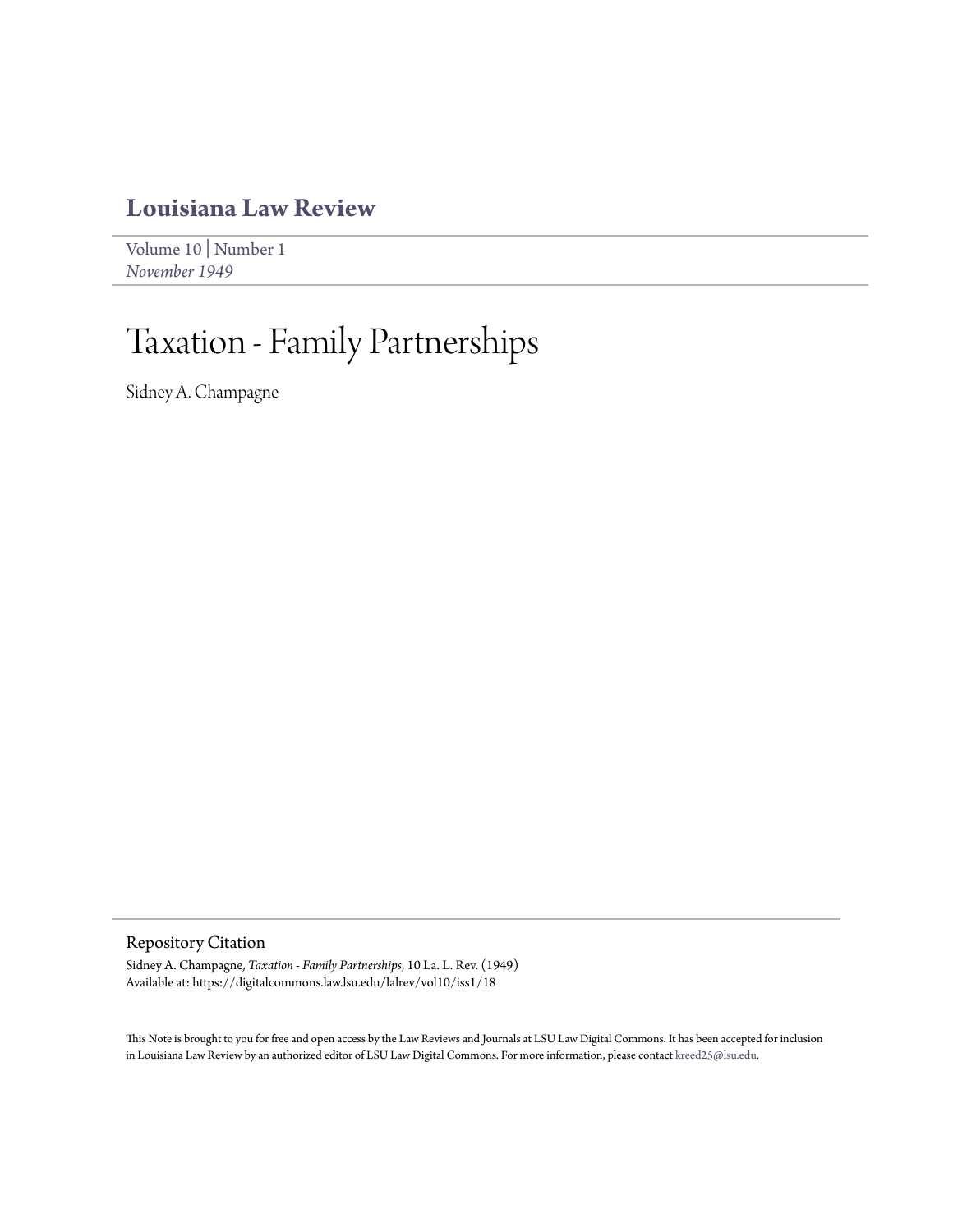# Louisiana Law Review

Volume 10 | Number 1
*November 1949*

# Taxation - Family Partnerships

Sidney A. Champagne

## Repository Citation

Sidney A. Champagne, *Taxation - Family Partnerships*, 10 La. L. Rev. (1949)
Available at: https://digitalcommons.law.lsu.edu/lalrev/vol10/iss1/18

This Note is brought to you for free and open access by the Law Reviews and Journals at LSU Law Digital Commons. It has been accepted for inclusion in Louisiana Law Review by an authorized editor of LSU Law Digital Commons. For more information, please contact kreed25@lsu.edu.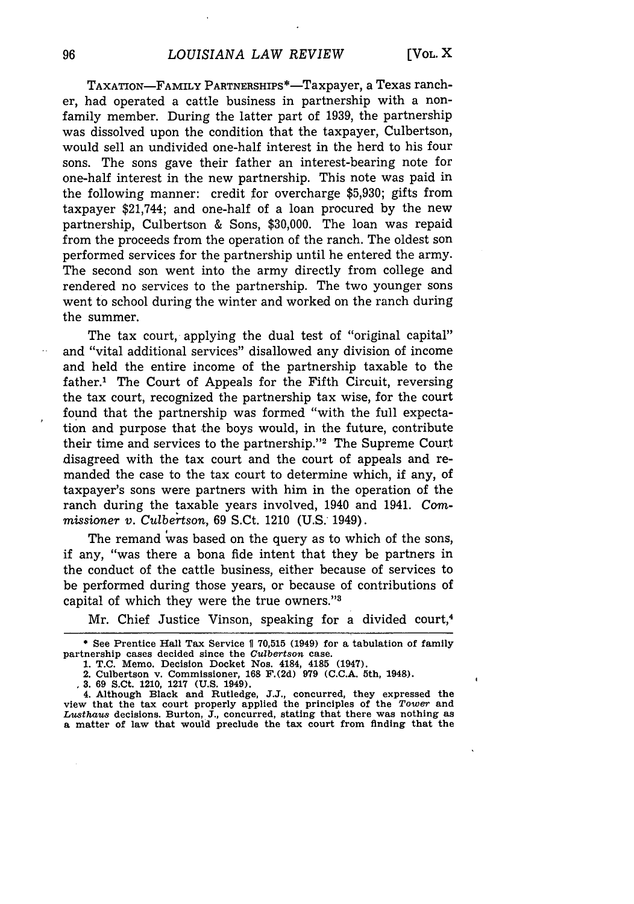TAXATION—FAMILY PARTNERSHIPS*—Taxpayer, a Texas rancher, had operated a cattle business in partnership with a non-family member. During the latter part of 1939, the partnership was dissolved upon the condition that the taxpayer, Culbertson, would sell an undivided one-half interest in the herd to his four sons. The sons gave their father an interest-bearing note for one-half interest in the new partnership. This note was paid in the following manner: credit for overcharge $5,930; gifts from taxpayer $21,744; and one-half of a loan procured by the new partnership, Culbertson & Sons, $30,000. The loan was repaid from the proceeds from the operation of the ranch. The oldest son performed services for the partnership until he entered the army. The second son went into the army directly from college and rendered no services to the partnership. The two younger sons went to school during the winter and worked on the ranch during the summer.

The tax court, applying the dual test of "original capital" and "vital additional services" disallowed any division of income and held the entire income of the partnership taxable to the father.[1] The Court of Appeals for the Fifth Circuit, reversing the tax court, recognized the partnership tax wise, for the court found that the partnership was formed "with the full expectation and purpose that the boys would, in the future, contribute their time and services to the partnership."[2] The Supreme Court disagreed with the tax court and the court of appeals and remanded the case to the tax court to determine which, if any, of taxpayer's sons were partners with him in the operation of the ranch during the taxable years involved, 1940 and 1941. *Commissioner v. Culbertson*, 69 S.Ct. 1210 (U.S. 1949).

The remand was based on the query as to which of the sons, if any, "was there a bona fide intent that they be partners in the conduct of the cattle business, either because of services to be performed during those years, or because of contributions of capital of which they were the true owners."[3]

Mr. Chief Justice Vinson, speaking for a divided court,[4]

---

\* See Prentice Hall Tax Service ¶ 70,515 (1949) for a tabulation of family partnership cases decided since the *Culbertson* case.

1. T.C. Memo. Decision Docket Nos. 4184, 4185 (1947).
2. Culbertson v. Commissioner, 168 F.(2d) 979 (C.C.A. 5th, 1948).
3. 69 S.Ct. 1210, 1217 (U.S. 1949).
4. Although Black and Rutledge, J.J., concurred, they expressed the view that the tax court properly applied the principles of the *Tower* and *Lusthaus* decisions. Burton, J., concurred, stating that there was nothing as a matter of law that would preclude the tax court from finding that the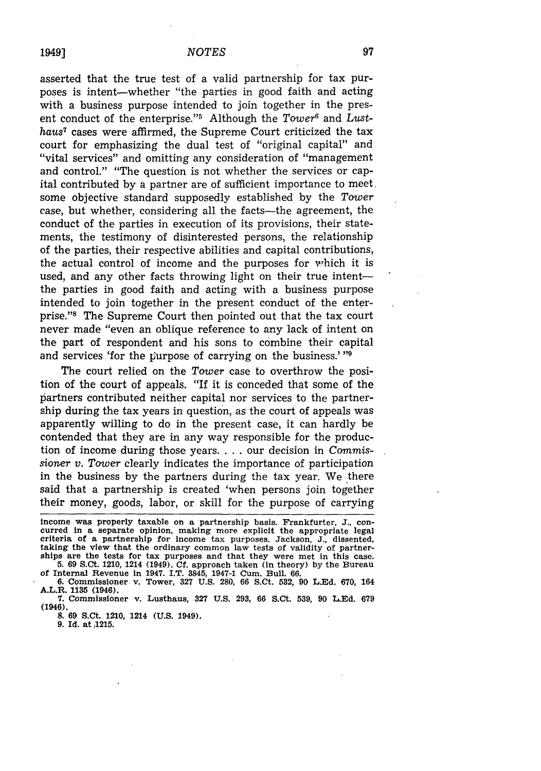asserted that the true test of a valid partnership for tax purposes is intent—whether "the parties in good faith and acting with a business purpose intended to join together in the present conduct of the enterprise."[5] Although the *Tower*[6] and *Lusthaus*[7] cases were affirmed, the Supreme Court criticized the tax court for emphasizing the dual test of "original capital" and "vital services" and omitting any consideration of "management and control." "The question is not whether the services or capital contributed by a partner are of sufficient importance to meet some objective standard supposedly established by the *Tower* case, but whether, considering all the facts—the agreement, the conduct of the parties in execution of its provisions, their statements, the testimony of disinterested persons, the relationship of the parties, their respective abilities and capital contributions, the actual control of income and the purposes for which it is used, and any other facts throwing light on their true intent—the parties in good faith and acting with a business purpose intended to join together in the present conduct of the enterprise."[8] The Supreme Court then pointed out that the tax court never made "even an oblique reference to any lack of intent on the part of respondent and his sons to combine their capital and services 'for the purpose of carrying on the business.'"[9]

The court relied on the *Tower* case to overthrow the position of the court of appeals. "If it is conceded that some of the partners contributed neither capital nor services to the partnership during the tax years in question, as the court of appeals was apparently willing to do in the present case, it can hardly be contended that they are in any way responsible for the production of income during those years. . . . our decision in *Commissioner v. Tower* clearly indicates the importance of participation in the business by the partners during the tax year. We there said that a partnership is created 'when persons join together their money, goods, labor, or skill for the purpose of carrying

---

income was properly taxable on a partnership basis. Frankfurter, J., concurred in a separate opinion, making more explicit the appropriate legal criteria of a partnership for income tax purposes. Jackson, J., dissented, taking the view that the ordinary common law tests of validity of partnerships are the tests for tax purposes and that they were met in this case.

5. 69 S.Ct. 1210, 1214 (1949). Cf. approach taken (in theory) by the Bureau of Internal Revenue in 1947. I.T. 3845, 1947-1 Cum. Bull. 66.

6. Commissioner v. Tower, 327 U.S. 280, 66 S.Ct. 532, 90 L.Ed. 670, 164 A.L.R. 1135 (1946).

7. Commissioner v. Lusthaus, 327 U.S. 293, 66 S.Ct. 539, 90 L.Ed. 679 (1946).

8. 69 S.Ct. 1210, 1214 (U.S. 1949).

9. Id. at 1215.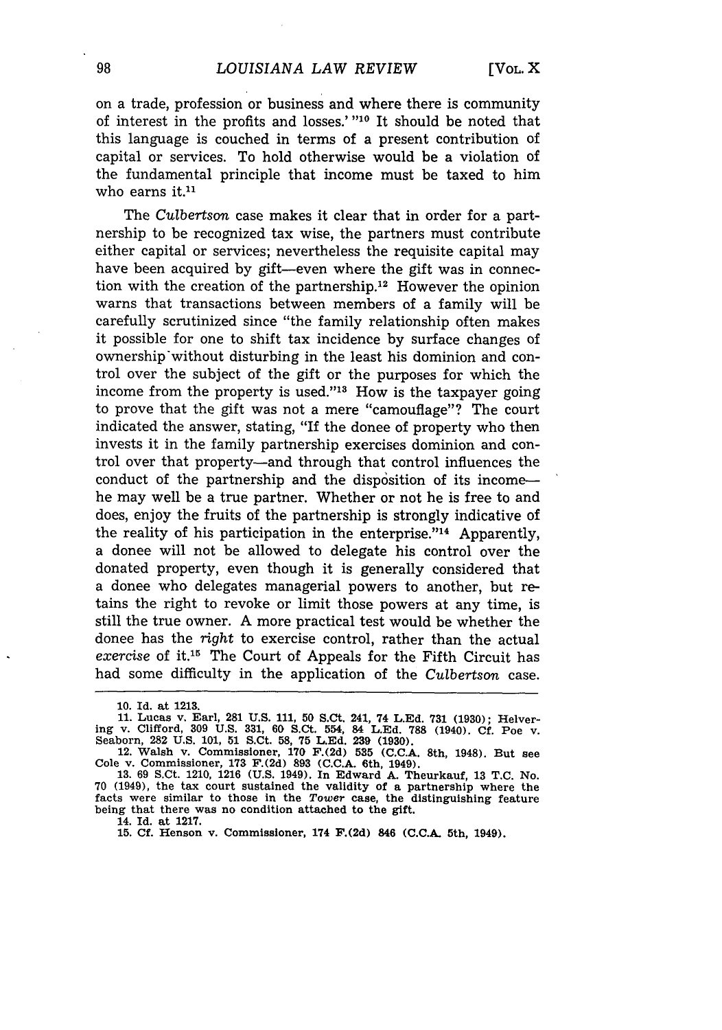on a trade, profession or business and where there is community of interest in the profits and losses.' "[10] It should be noted that this language is couched in terms of a present contribution of capital or services. To hold otherwise would be a violation of the fundamental principle that income must be taxed to him who earns it.[11]

The *Culbertson* case makes it clear that in order for a partnership to be recognized tax wise, the partners must contribute either capital or services; nevertheless the requisite capital may have been acquired by gift—even where the gift was in connection with the creation of the partnership.[12] However the opinion warns that transactions between members of a family will be carefully scrutinized since "the family relationship often makes it possible for one to shift tax incidence by surface changes of ownership without disturbing in the least his dominion and control over the subject of the gift or the purposes for which the income from the property is used."[13] How is the taxpayer going to prove that the gift was not a mere "camouflage"? The court indicated the answer, stating, "If the donee of property who then invests it in the family partnership exercises dominion and control over that property—and through that control influences the conduct of the partnership and the disposition of its income—he may well be a true partner. Whether or not he is free to and does, enjoy the fruits of the partnership is strongly indicative of the reality of his participation in the enterprise."[14] Apparently, a donee will not be allowed to delegate his control over the donated property, even though it is generally considered that a donee who delegates managerial powers to another, but retains the right to revoke or limit those powers at any time, is still the true owner. A more practical test would be whether the donee has the *right* to exercise control, rather than the actual *exercise* of it.[15] The Court of Appeals for the Fifth Circuit has had some difficulty in the application of the *Culbertson* case.

---

10. Id. at 1213.

11. Lucas v. Earl, 281 U.S. 111, 50 S.Ct. 241, 74 L.Ed. 731 (1930); Helvering v. Clifford, 309 U.S. 331, 60 S.Ct. 554, 84 L.Ed. 788 (1940). Cf. Poe v. Seaborn, 282 U.S. 101, 51 S.Ct. 58, 75 L.Ed. 239 (1930).

12. Walsh v. Commissioner, 170 F.(2d) 535 (C.C.A. 8th, 1948). But see Cole v. Commissioner, 173 F.(2d) 893 (C.C.A. 6th, 1949).

13. 69 S.Ct. 1210, 1216 (U.S. 1949). In Edward A. Theurkauf, 13 T.C. No. 70 (1949), the tax court sustained the validity of a partnership where the facts were similar to those in the *Tower* case, the distinguishing feature being that there was no condition attached to the gift.

14. Id. at 1217.

15. Cf. Henson v. Commissioner, 174 F.(2d) 846 (C.C.A. 5th, 1949).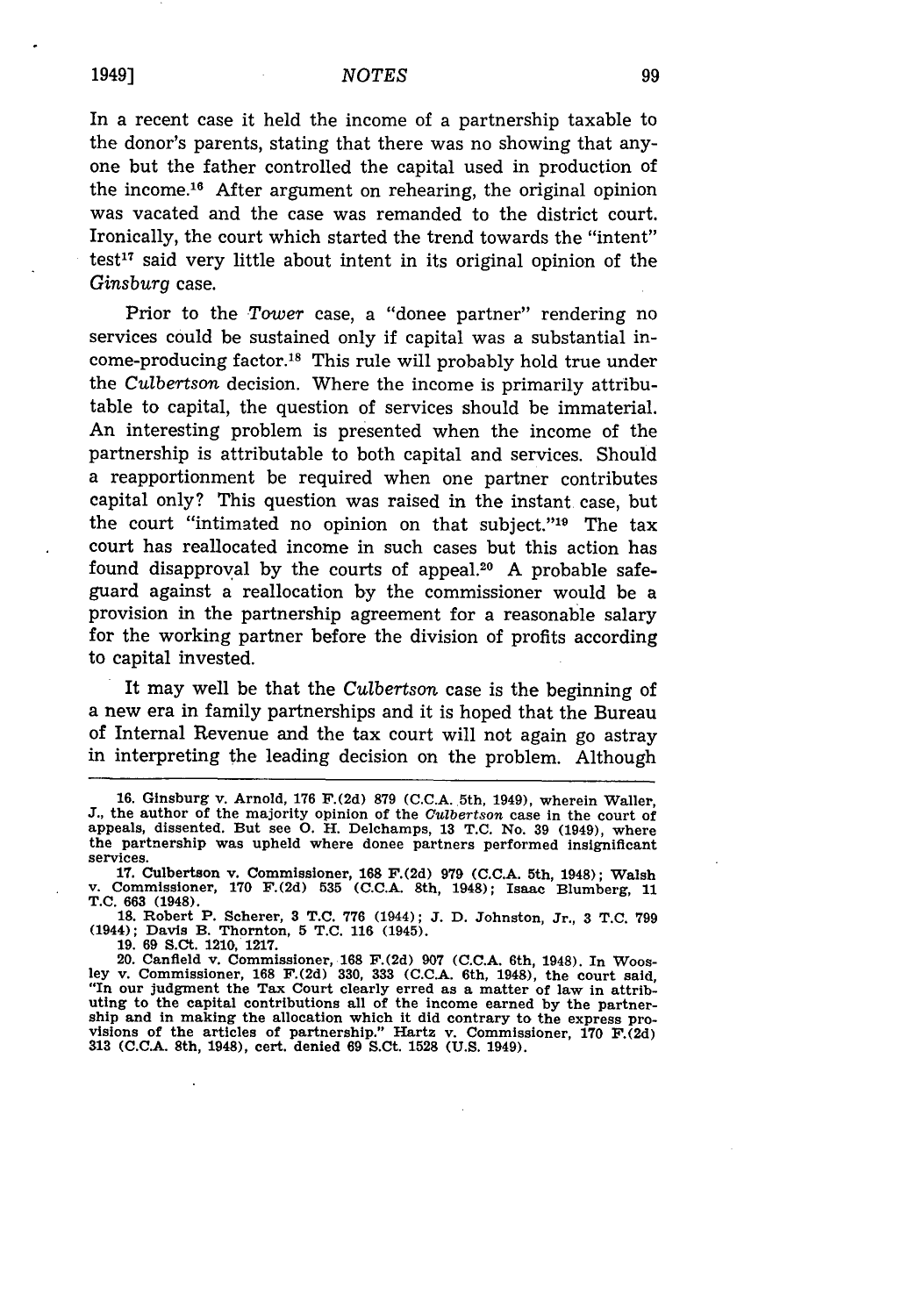In a recent case it held the income of a partnership taxable to the donor's parents, stating that there was no showing that anyone but the father controlled the capital used in production of the income.[16] After argument on rehearing, the original opinion was vacated and the case was remanded to the district court. Ironically, the court which started the trend towards the "intent" test[17] said very little about intent in its original opinion of the *Ginsburg* case.

Prior to the *Tower* case, a "donee partner" rendering no services could be sustained only if capital was a substantial income-producing factor.[18] This rule will probably hold true under the *Culbertson* decision. Where the income is primarily attributable to capital, the question of services should be immaterial. An interesting problem is presented when the income of the partnership is attributable to both capital and services. Should a reapportionment be required when one partner contributes capital only? This question was raised in the instant case, but the court "intimated no opinion on that subject."[19] The tax court has reallocated income in such cases but this action has found disapproval by the courts of appeal.[20] A probable safeguard against a reallocation by the commissioner would be a provision in the partnership agreement for a reasonable salary for the working partner before the division of profits according to capital invested.

It may well be that the *Culbertson* case is the beginning of a new era in family partnerships and it is hoped that the Bureau of Internal Revenue and the tax court will not again go astray in interpreting the leading decision on the problem. Although

---

16. Ginsburg v. Arnold, 176 F.(2d) 879 (C.C.A. 5th, 1949), wherein Waller, J., the author of the majority opinion of the *Culbertson* case in the court of appeals, dissented. But see O. H. Delchamps, 13 T.C. No. 39 (1949), where the partnership was upheld where donee partners performed insignificant services.

17. Culbertson v. Commissioner, 168 F.(2d) 979 (C.C.A. 5th, 1948); Walsh v. Commissioner, 170 F.(2d) 535 (C.C.A. 8th, 1948); Isaac Blumberg, 11 T.C. 663 (1948).

18. Robert P. Scherer, 3 T.C. 776 (1944); J. D. Johnston, Jr., 3 T.C. 799 (1944); Davis B. Thornton, 5 T.C. 116 (1945).

19. 69 S.Ct. 1210, 1217.

20. Canfield v. Commissioner, 168 F.(2d) 907 (C.C.A. 6th, 1948). In Woosley v. Commissioner, 168 F.(2d) 330, 333 (C.C.A. 6th, 1948), the court said, "In our judgment the Tax Court clearly erred as a matter of law in attributing to the capital contributions all of the income earned by the partnership and in making the allocation which it did contrary to the express provisions of the articles of partnership." Hartz v. Commissioner, 170 F.(2d) 313 (C.C.A. 8th, 1948), cert. denied 69 S.Ct. 1528 (U.S. 1949).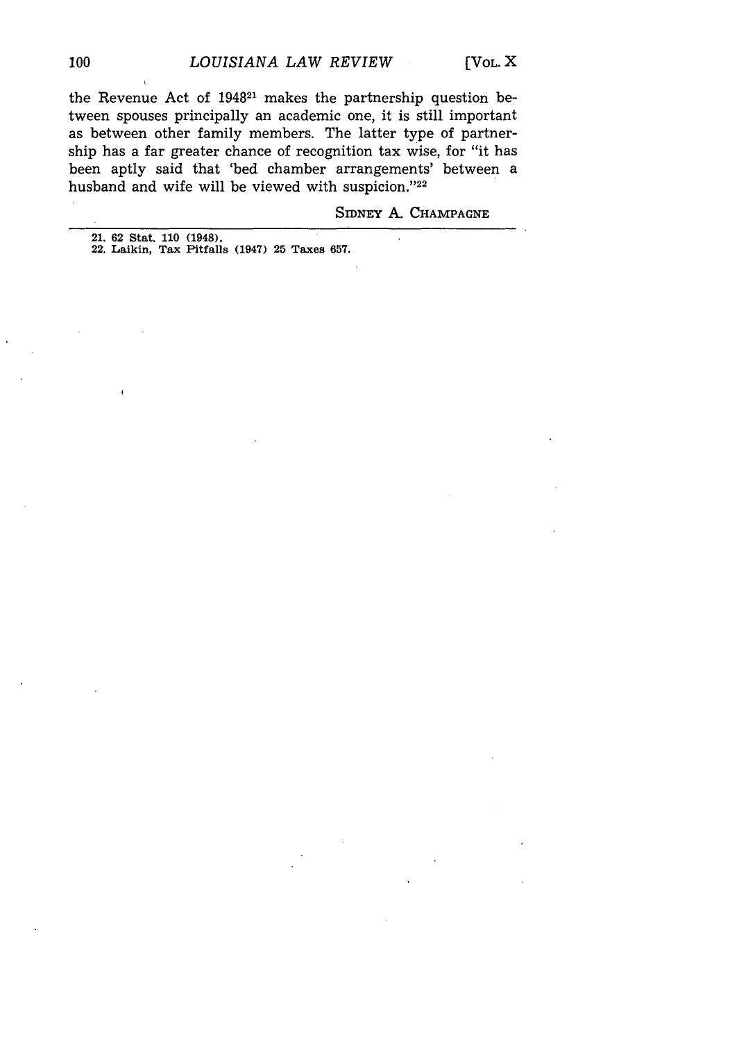the Revenue Act of 1948[21] makes the partnership question between spouses principally an academic one, it is still important as between other family members. The latter type of partnership has a far greater chance of recognition tax wise, for "it has been aptly said that 'bed chamber arrangements' between a husband and wife will be viewed with suspicion."[22]

SIDNEY A. CHAMPAGNE

---

21. 62 Stat. 110 (1948).
22. Laikin, Tax Pitfalls (1947) 25 Taxes 657.